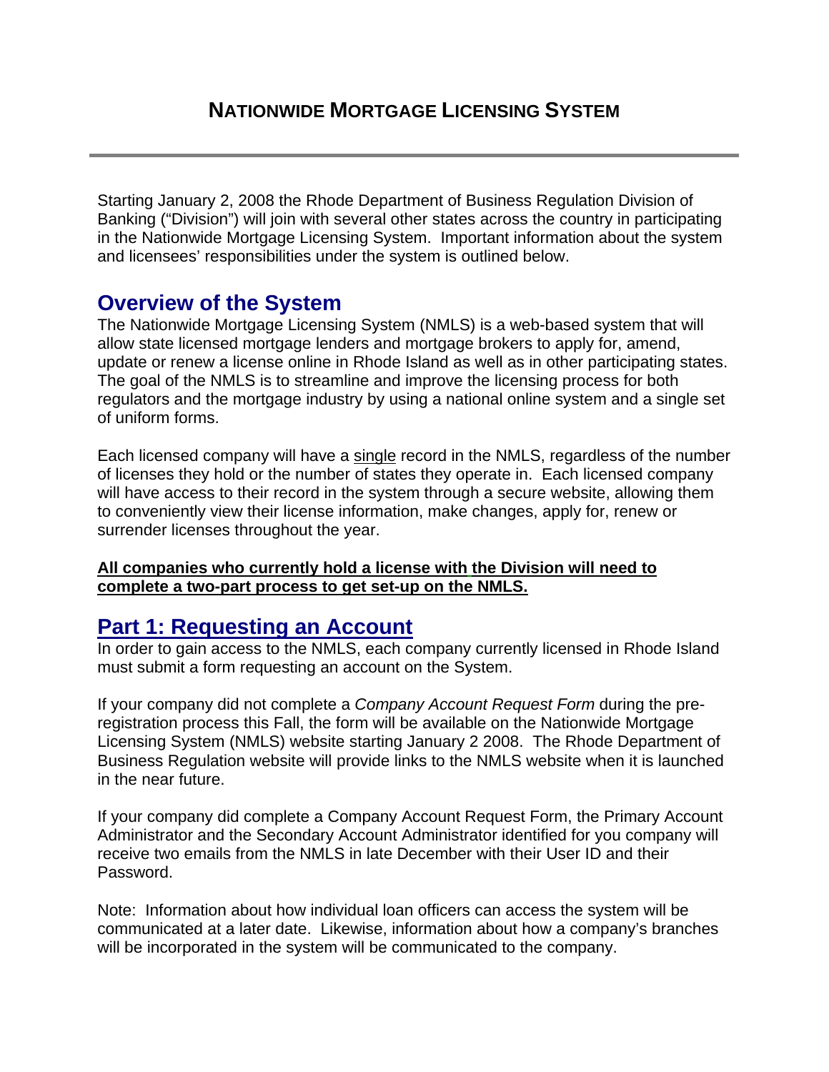# NATIONWIDE MORTGAGE LICENSING SYSTEM

Starting January 2, 2008 the Rhode Department of Business Regulation Division of Banking ("Division") will join with several other states across the country in participating in the Nationwide Mortgage Licensing System. Important information about the system and licensees' responsibilities under the system is outlined below.

## Overview of the System

The Nationwide Mortgage Licensing System (NMLS) is a web-based system that will allow state licensed mortgage lenders and mortgage brokers to apply for, amend, update or renew a license online in Rhode Island as well as in other participating states. The goal of the NMLS is to streamline and improve the licensing process for both regulators and the mortgage industry by using a national online system and a single set of uniform forms.

Each licensed company will have a single record in the NMLS, regardless of the number of licenses they hold or the number of states they operate in. Each licensed company will have access to their record in the system through a secure website, allowing them to conveniently view their license information, make changes, apply for, renew or surrender licenses throughout the year.

**All companies who currently hold a license with the Division will need to complete a two-part process to get set-up on the NMLS.**

## Part 1: Requesting an Account

In order to gain access to the NMLS, each company currently licensed in Rhode Island must submit a form requesting an account on the System.

If your company did not complete a *Company Account Request Form* during the pre-registration process this Fall, the form will be available on the Nationwide Mortgage Licensing System (NMLS) website starting January 2 2008. The Rhode Department of Business Regulation website will provide links to the NMLS website when it is launched in the near future.

If your company did complete a Company Account Request Form, the Primary Account Administrator and the Secondary Account Administrator identified for you company will receive two emails from the NMLS in late December with their User ID and their Password.

Note: Information about how individual loan officers can access the system will be communicated at a later date. Likewise, information about how a company's branches will be incorporated in the system will be communicated to the company.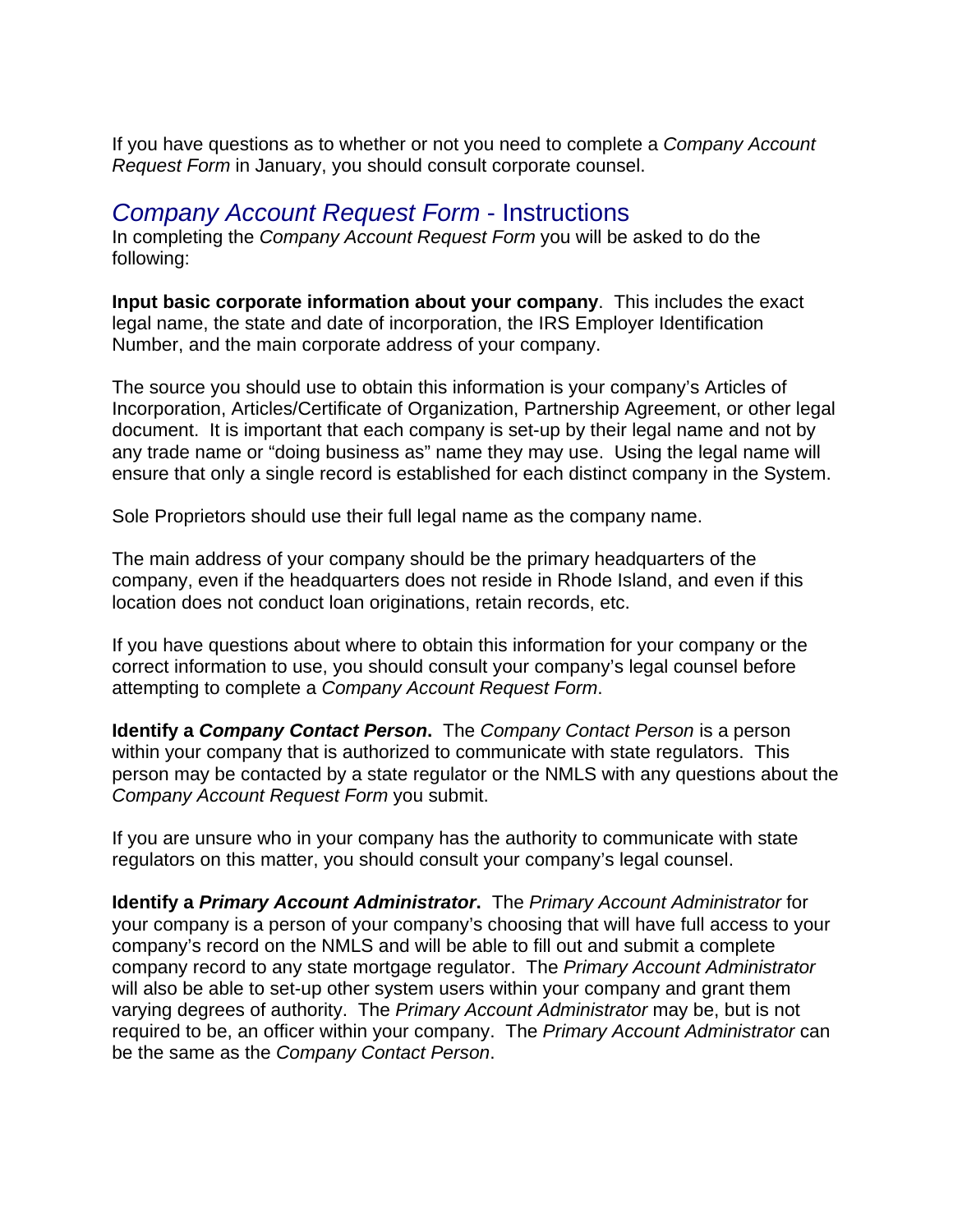If you have questions as to whether or not you need to complete a *Company Account Request Form* in January, you should consult corporate counsel.

## *Company Account Request Form* - Instructions

In completing the *Company Account Request Form* you will be asked to do the following:

**Input basic corporate information about your company**. This includes the exact legal name, the state and date of incorporation, the IRS Employer Identification Number, and the main corporate address of your company.

The source you should use to obtain this information is your company's Articles of Incorporation, Articles/Certificate of Organization, Partnership Agreement, or other legal document. It is important that each company is set-up by their legal name and not by any trade name or "doing business as" name they may use. Using the legal name will ensure that only a single record is established for each distinct company in the System.

Sole Proprietors should use their full legal name as the company name.

The main address of your company should be the primary headquarters of the company, even if the headquarters does not reside in Rhode Island, and even if this location does not conduct loan originations, retain records, etc.

If you have questions about where to obtain this information for your company or the correct information to use, you should consult your company's legal counsel before attempting to complete a *Company Account Request Form*.

**Identify a *Company Contact Person*.** The *Company Contact Person* is a person within your company that is authorized to communicate with state regulators. This person may be contacted by a state regulator or the NMLS with any questions about the *Company Account Request Form* you submit.

If you are unsure who in your company has the authority to communicate with state regulators on this matter, you should consult your company's legal counsel.

**Identify a *Primary Account Administrator*.** The *Primary Account Administrator* for your company is a person of your company's choosing that will have full access to your company's record on the NMLS and will be able to fill out and submit a complete company record to any state mortgage regulator. The *Primary Account Administrator* will also be able to set-up other system users within your company and grant them varying degrees of authority. The *Primary Account Administrator* may be, but is not required to be, an officer within your company. The *Primary Account Administrator* can be the same as the *Company Contact Person*.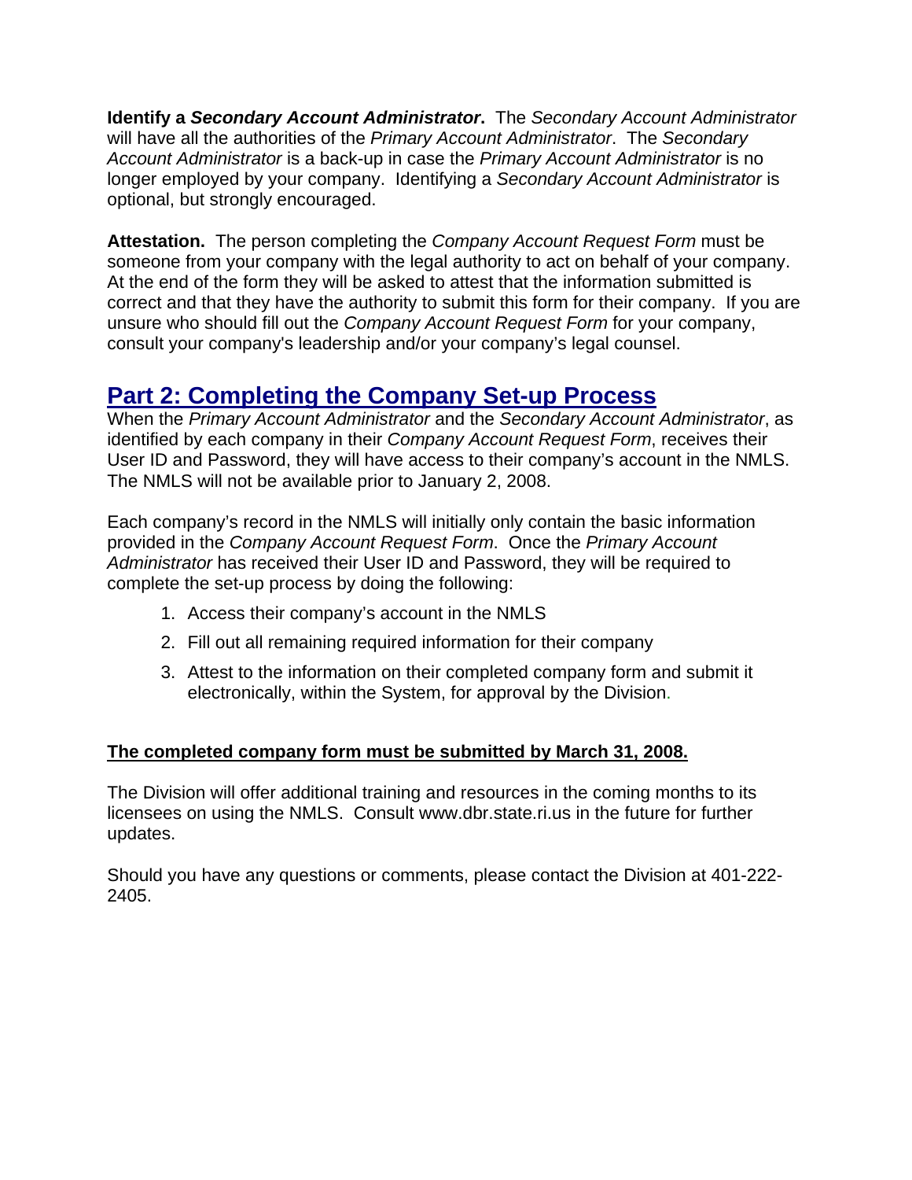**Identify a *Secondary Account Administrator*.** The *Secondary Account Administrator* will have all the authorities of the *Primary Account Administrator*. The *Secondary Account Administrator* is a back-up in case the *Primary Account Administrator* is no longer employed by your company. Identifying a *Secondary Account Administrator* is optional, but strongly encouraged.

**Attestation.** The person completing the *Company Account Request Form* must be someone from your company with the legal authority to act on behalf of your company. At the end of the form they will be asked to attest that the information submitted is correct and that they have the authority to submit this form for their company. If you are unsure who should fill out the *Company Account Request Form* for your company, consult your company's leadership and/or your company's legal counsel.

## Part 2: Completing the Company Set-up Process

When the *Primary Account Administrator* and the *Secondary Account Administrator*, as identified by each company in their *Company Account Request Form*, receives their User ID and Password, they will have access to their company's account in the NMLS. The NMLS will not be available prior to January 2, 2008.

Each company's record in the NMLS will initially only contain the basic information provided in the *Company Account Request Form*. Once the *Primary Account Administrator* has received their User ID and Password, they will be required to complete the set-up process by doing the following:

1. Access their company's account in the NMLS
2. Fill out all remaining required information for their company
3. Attest to the information on their completed company form and submit it electronically, within the System, for approval by the Division.

**The completed company form must be submitted by March 31, 2008.**

The Division will offer additional training and resources in the coming months to its licensees on using the NMLS. Consult www.dbr.state.ri.us in the future for further updates.

Should you have any questions or comments, please contact the Division at 401-222-2405.